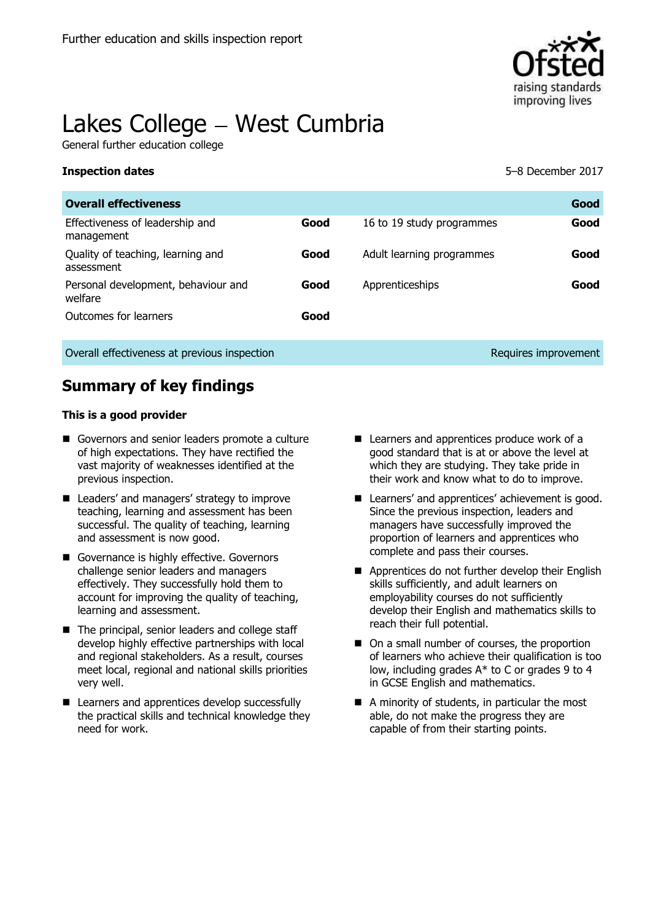Further education and skills inspection report

# Lakes College – West Cumbria

General further education college

**Inspection dates** 5–8 December 2017

| **Overall effectiveness** | | | **Good** |
|---|---|---|---|
| Effectiveness of leadership and management | **Good** | 16 to 19 study programmes | **Good** |
| Quality of teaching, learning and assessment | **Good** | Adult learning programmes | **Good** |
| Personal development, behaviour and welfare | **Good** | Apprenticeships | **Good** |
| Outcomes for learners | **Good** | | |

| Overall effectiveness at previous inspection | Requires improvement |
|---|---|

## Summary of key findings

**This is a good provider**

- Governors and senior leaders promote a culture of high expectations. They have rectified the vast majority of weaknesses identified at the previous inspection.
- Leaders' and managers' strategy to improve teaching, learning and assessment has been successful. The quality of teaching, learning and assessment is now good.
- Governance is highly effective. Governors challenge senior leaders and managers effectively. They successfully hold them to account for improving the quality of teaching, learning and assessment.
- The principal, senior leaders and college staff develop highly effective partnerships with local and regional stakeholders. As a result, courses meet local, regional and national skills priorities very well.
- Learners and apprentices develop successfully the practical skills and technical knowledge they need for work.
- Learners and apprentices produce work of a good standard that is at or above the level at which they are studying. They take pride in their work and know what to do to improve.
- Learners' and apprentices' achievement is good. Since the previous inspection, leaders and managers have successfully improved the proportion of learners and apprentices who complete and pass their courses.
- Apprentices do not further develop their English skills sufficiently, and adult learners on employability courses do not sufficiently develop their English and mathematics skills to reach their full potential.
- On a small number of courses, the proportion of learners who achieve their qualification is too low, including grades A* to C or grades 9 to 4 in GCSE English and mathematics.
- A minority of students, in particular the most able, do not make the progress they are capable of from their starting points.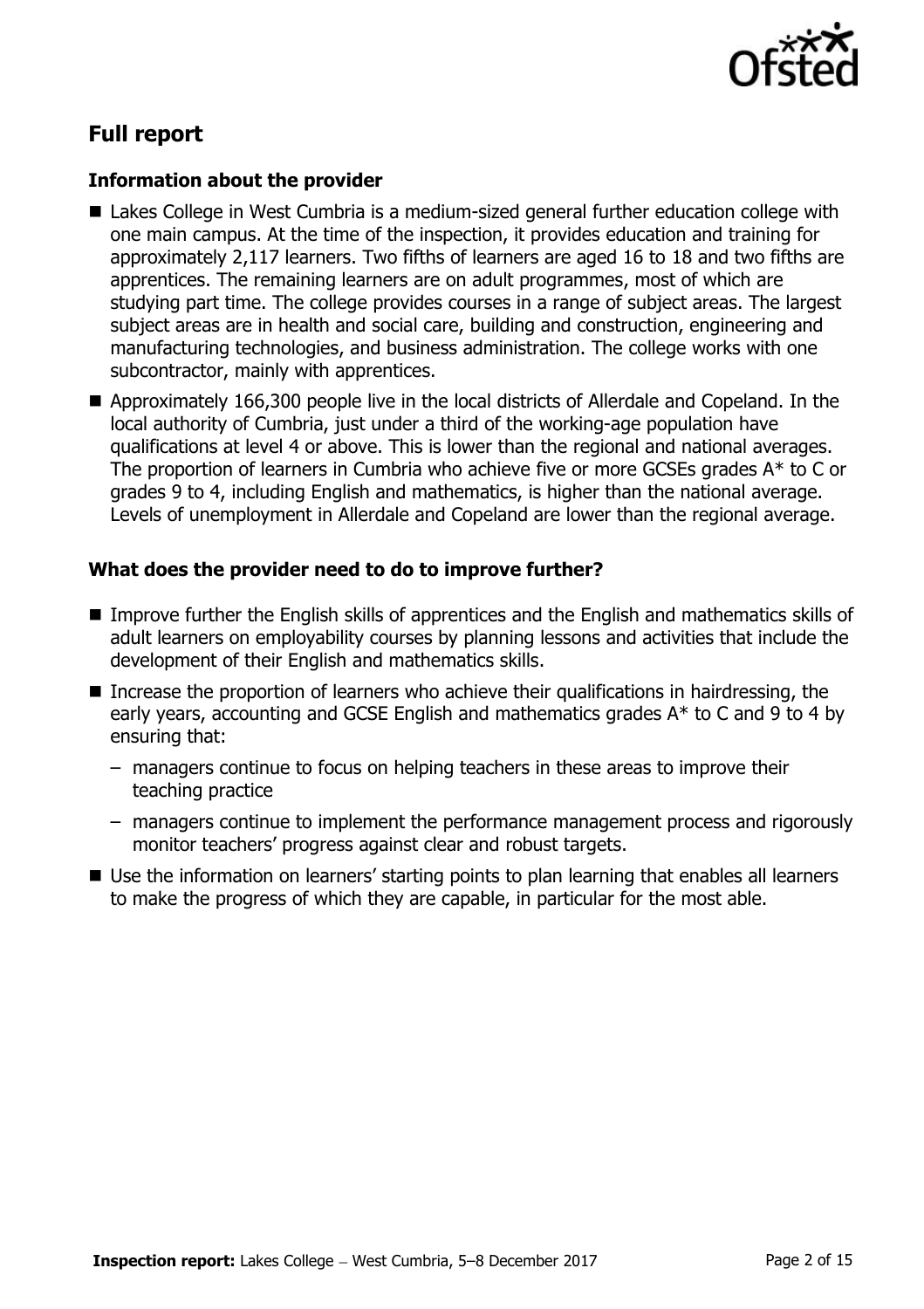## Full report

### Information about the provider

- Lakes College in West Cumbria is a medium-sized general further education college with one main campus. At the time of the inspection, it provides education and training for approximately 2,117 learners. Two fifths of learners are aged 16 to 18 and two fifths are apprentices. The remaining learners are on adult programmes, most of which are studying part time. The college provides courses in a range of subject areas. The largest subject areas are in health and social care, building and construction, engineering and manufacturing technologies, and business administration. The college works with one subcontractor, mainly with apprentices.
- Approximately 166,300 people live in the local districts of Allerdale and Copeland. In the local authority of Cumbria, just under a third of the working-age population have qualifications at level 4 or above. This is lower than the regional and national averages. The proportion of learners in Cumbria who achieve five or more GCSEs grades A* to C or grades 9 to 4, including English and mathematics, is higher than the national average. Levels of unemployment in Allerdale and Copeland are lower than the regional average.

### What does the provider need to do to improve further?

- Improve further the English skills of apprentices and the English and mathematics skills of adult learners on employability courses by planning lessons and activities that include the development of their English and mathematics skills.
- Increase the proportion of learners who achieve their qualifications in hairdressing, the early years, accounting and GCSE English and mathematics grades A* to C and 9 to 4 by ensuring that:
  - managers continue to focus on helping teachers in these areas to improve their teaching practice
  - managers continue to implement the performance management process and rigorously monitor teachers' progress against clear and robust targets.
- Use the information on learners' starting points to plan learning that enables all learners to make the progress of which they are capable, in particular for the most able.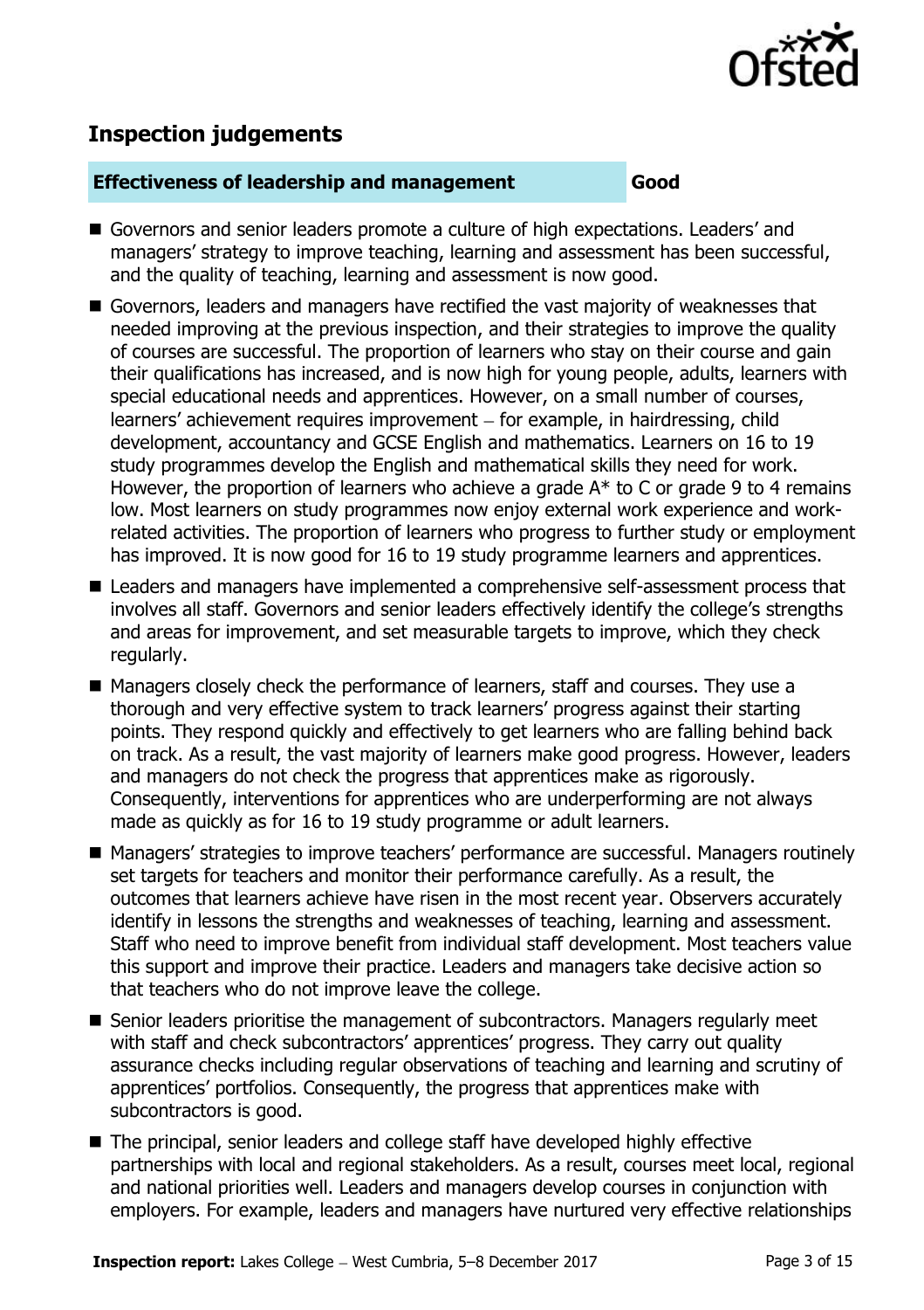## Inspection judgements

| Effectiveness of leadership and management | Good |
| --- | --- |

- Governors and senior leaders promote a culture of high expectations. Leaders' and managers' strategy to improve teaching, learning and assessment has been successful, and the quality of teaching, learning and assessment is now good.
- Governors, leaders and managers have rectified the vast majority of weaknesses that needed improving at the previous inspection, and their strategies to improve the quality of courses are successful. The proportion of learners who stay on their course and gain their qualifications has increased, and is now high for young people, adults, learners with special educational needs and apprentices. However, on a small number of courses, learners' achievement requires improvement – for example, in hairdressing, child development, accountancy and GCSE English and mathematics. Learners on 16 to 19 study programmes develop the English and mathematical skills they need for work. However, the proportion of learners who achieve a grade A* to C or grade 9 to 4 remains low. Most learners on study programmes now enjoy external work experience and work-related activities. The proportion of learners who progress to further study or employment has improved. It is now good for 16 to 19 study programme learners and apprentices.
- Leaders and managers have implemented a comprehensive self-assessment process that involves all staff. Governors and senior leaders effectively identify the college's strengths and areas for improvement, and set measurable targets to improve, which they check regularly.
- Managers closely check the performance of learners, staff and courses. They use a thorough and very effective system to track learners' progress against their starting points. They respond quickly and effectively to get learners who are falling behind back on track. As a result, the vast majority of learners make good progress. However, leaders and managers do not check the progress that apprentices make as rigorously. Consequently, interventions for apprentices who are underperforming are not always made as quickly as for 16 to 19 study programme or adult learners.
- Managers' strategies to improve teachers' performance are successful. Managers routinely set targets for teachers and monitor their performance carefully. As a result, the outcomes that learners achieve have risen in the most recent year. Observers accurately identify in lessons the strengths and weaknesses of teaching, learning and assessment. Staff who need to improve benefit from individual staff development. Most teachers value this support and improve their practice. Leaders and managers take decisive action so that teachers who do not improve leave the college.
- Senior leaders prioritise the management of subcontractors. Managers regularly meet with staff and check subcontractors' apprentices' progress. They carry out quality assurance checks including regular observations of teaching and learning and scrutiny of apprentices' portfolios. Consequently, the progress that apprentices make with subcontractors is good.
- The principal, senior leaders and college staff have developed highly effective partnerships with local and regional stakeholders. As a result, courses meet local, regional and national priorities well. Leaders and managers develop courses in conjunction with employers. For example, leaders and managers have nurtured very effective relationships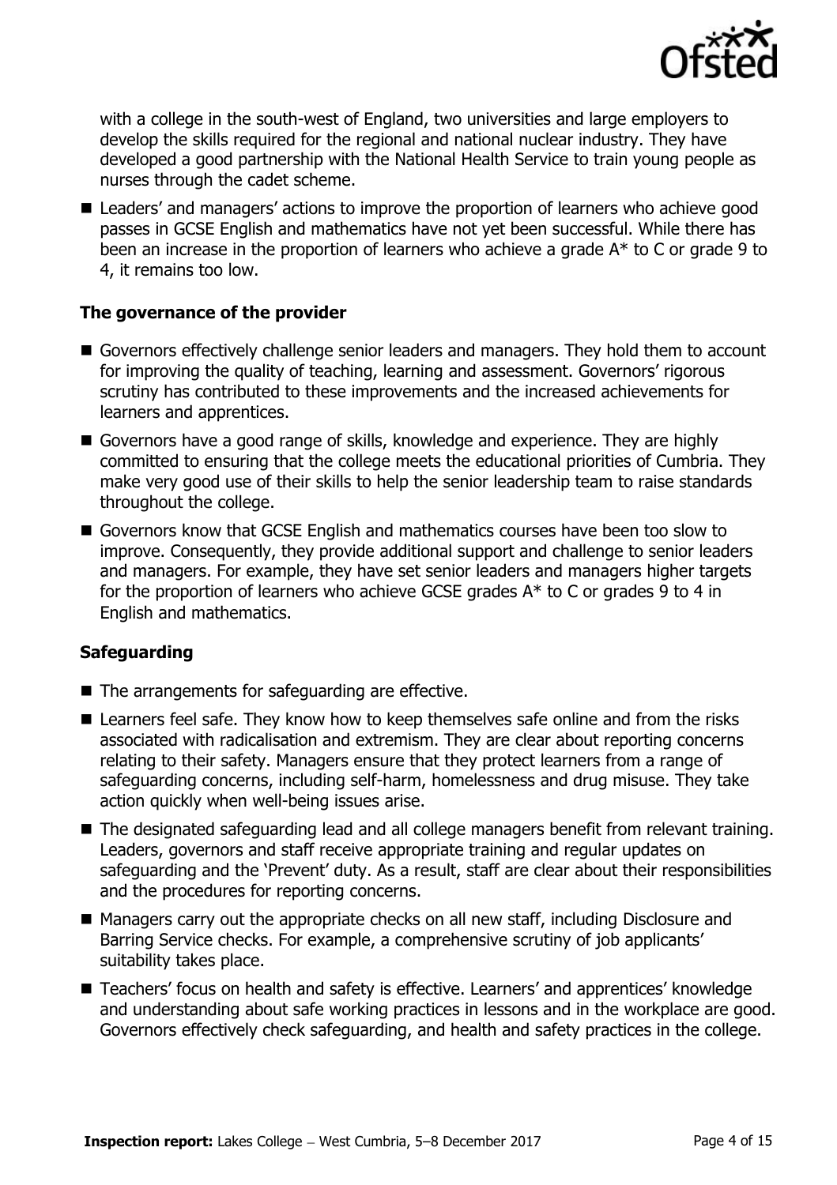with a college in the south-west of England, two universities and large employers to develop the skills required for the regional and national nuclear industry. They have developed a good partnership with the National Health Service to train young people as nurses through the cadet scheme.

- Leaders' and managers' actions to improve the proportion of learners who achieve good passes in GCSE English and mathematics have not yet been successful. While there has been an increase in the proportion of learners who achieve a grade A* to C or grade 9 to 4, it remains too low.

### The governance of the provider

- Governors effectively challenge senior leaders and managers. They hold them to account for improving the quality of teaching, learning and assessment. Governors' rigorous scrutiny has contributed to these improvements and the increased achievements for learners and apprentices.
- Governors have a good range of skills, knowledge and experience. They are highly committed to ensuring that the college meets the educational priorities of Cumbria. They make very good use of their skills to help the senior leadership team to raise standards throughout the college.
- Governors know that GCSE English and mathematics courses have been too slow to improve. Consequently, they provide additional support and challenge to senior leaders and managers. For example, they have set senior leaders and managers higher targets for the proportion of learners who achieve GCSE grades A* to C or grades 9 to 4 in English and mathematics.

### Safeguarding

- The arrangements for safeguarding are effective.
- Learners feel safe. They know how to keep themselves safe online and from the risks associated with radicalisation and extremism. They are clear about reporting concerns relating to their safety. Managers ensure that they protect learners from a range of safeguarding concerns, including self-harm, homelessness and drug misuse. They take action quickly when well-being issues arise.
- The designated safeguarding lead and all college managers benefit from relevant training. Leaders, governors and staff receive appropriate training and regular updates on safeguarding and the 'Prevent' duty. As a result, staff are clear about their responsibilities and the procedures for reporting concerns.
- Managers carry out the appropriate checks on all new staff, including Disclosure and Barring Service checks. For example, a comprehensive scrutiny of job applicants' suitability takes place.
- Teachers' focus on health and safety is effective. Learners' and apprentices' knowledge and understanding about safe working practices in lessons and in the workplace are good. Governors effectively check safeguarding, and health and safety practices in the college.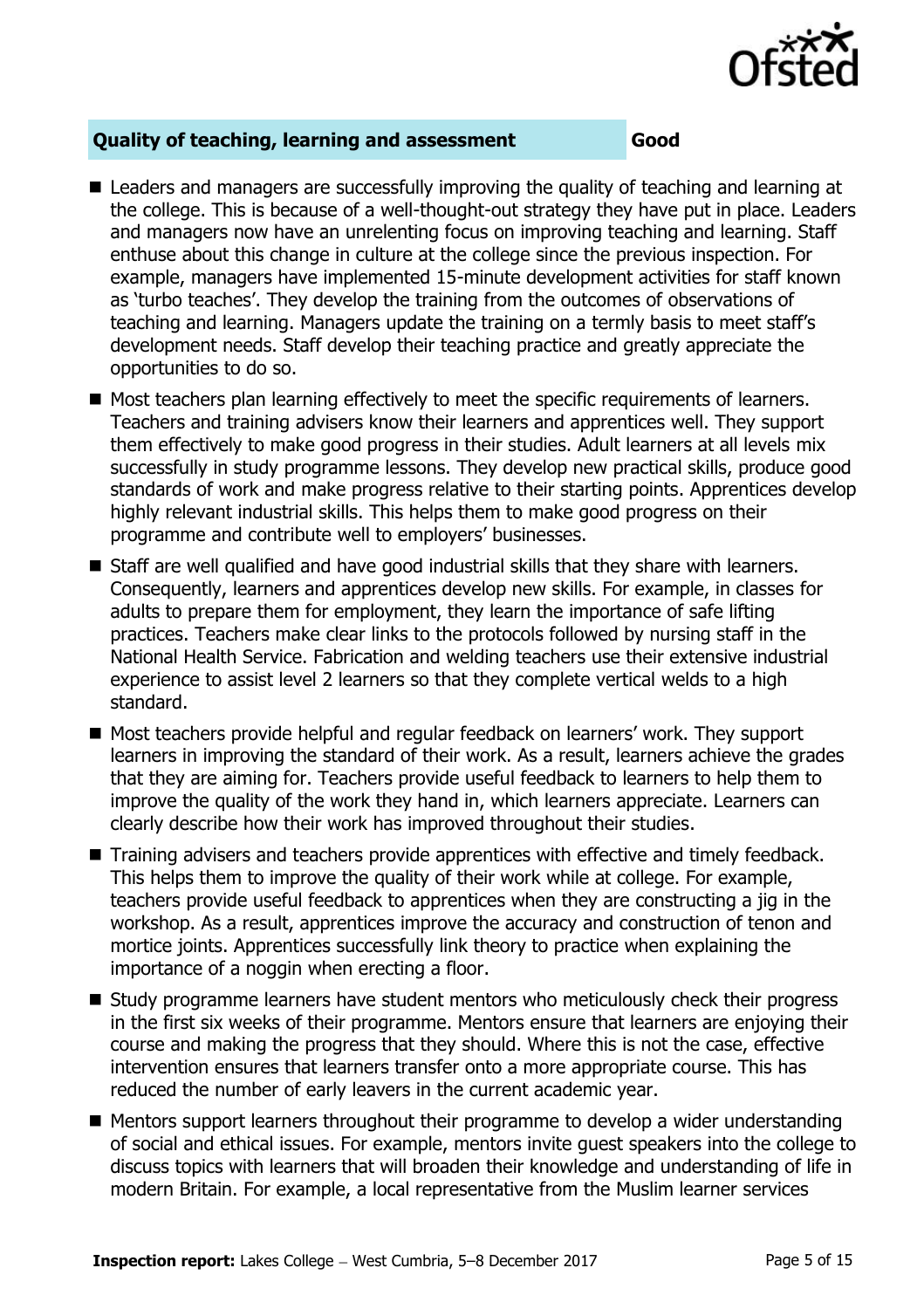| Quality of teaching, learning and assessment | Good |
| --- | --- |

- Leaders and managers are successfully improving the quality of teaching and learning at the college. This is because of a well-thought-out strategy they have put in place. Leaders and managers now have an unrelenting focus on improving teaching and learning. Staff enthuse about this change in culture at the college since the previous inspection. For example, managers have implemented 15-minute development activities for staff known as 'turbo teaches'. They develop the training from the outcomes of observations of teaching and learning. Managers update the training on a termly basis to meet staff's development needs. Staff develop their teaching practice and greatly appreciate the opportunities to do so.
- Most teachers plan learning effectively to meet the specific requirements of learners. Teachers and training advisers know their learners and apprentices well. They support them effectively to make good progress in their studies. Adult learners at all levels mix successfully in study programme lessons. They develop new practical skills, produce good standards of work and make progress relative to their starting points. Apprentices develop highly relevant industrial skills. This helps them to make good progress on their programme and contribute well to employers' businesses.
- Staff are well qualified and have good industrial skills that they share with learners. Consequently, learners and apprentices develop new skills. For example, in classes for adults to prepare them for employment, they learn the importance of safe lifting practices. Teachers make clear links to the protocols followed by nursing staff in the National Health Service. Fabrication and welding teachers use their extensive industrial experience to assist level 2 learners so that they complete vertical welds to a high standard.
- Most teachers provide helpful and regular feedback on learners' work. They support learners in improving the standard of their work. As a result, learners achieve the grades that they are aiming for. Teachers provide useful feedback to learners to help them to improve the quality of the work they hand in, which learners appreciate. Learners can clearly describe how their work has improved throughout their studies.
- Training advisers and teachers provide apprentices with effective and timely feedback. This helps them to improve the quality of their work while at college. For example, teachers provide useful feedback to apprentices when they are constructing a jig in the workshop. As a result, apprentices improve the accuracy and construction of tenon and mortice joints. Apprentices successfully link theory to practice when explaining the importance of a noggin when erecting a floor.
- Study programme learners have student mentors who meticulously check their progress in the first six weeks of their programme. Mentors ensure that learners are enjoying their course and making the progress that they should. Where this is not the case, effective intervention ensures that learners transfer onto a more appropriate course. This has reduced the number of early leavers in the current academic year.
- Mentors support learners throughout their programme to develop a wider understanding of social and ethical issues. For example, mentors invite guest speakers into the college to discuss topics with learners that will broaden their knowledge and understanding of life in modern Britain. For example, a local representative from the Muslim learner services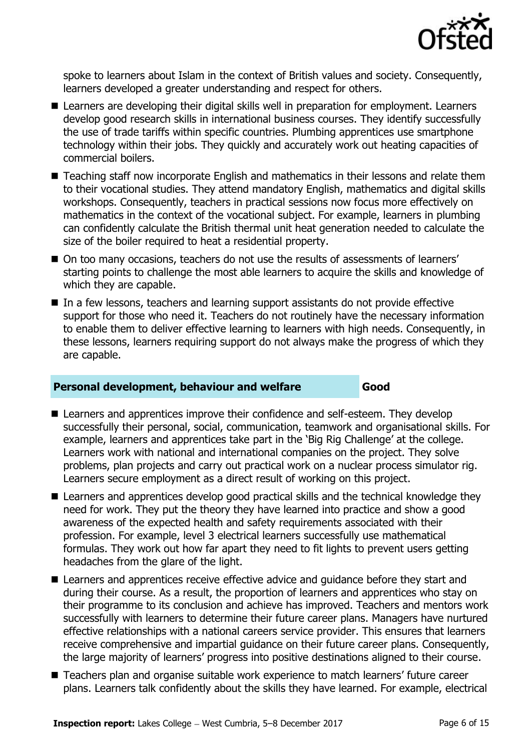spoke to learners about Islam in the context of British values and society. Consequently, learners developed a greater understanding and respect for others.

- Learners are developing their digital skills well in preparation for employment. Learners develop good research skills in international business courses. They identify successfully the use of trade tariffs within specific countries. Plumbing apprentices use smartphone technology within their jobs. They quickly and accurately work out heating capacities of commercial boilers.
- Teaching staff now incorporate English and mathematics in their lessons and relate them to their vocational studies. They attend mandatory English, mathematics and digital skills workshops. Consequently, teachers in practical sessions now focus more effectively on mathematics in the context of the vocational subject. For example, learners in plumbing can confidently calculate the British thermal unit heat generation needed to calculate the size of the boiler required to heat a residential property.
- On too many occasions, teachers do not use the results of assessments of learners' starting points to challenge the most able learners to acquire the skills and knowledge of which they are capable.
- In a few lessons, teachers and learning support assistants do not provide effective support for those who need it. Teachers do not routinely have the necessary information to enable them to deliver effective learning to learners with high needs. Consequently, in these lessons, learners requiring support do not always make the progress of which they are capable.

## Personal development, behaviour and welfare — Good

- Learners and apprentices improve their confidence and self-esteem. They develop successfully their personal, social, communication, teamwork and organisational skills. For example, learners and apprentices take part in the 'Big Rig Challenge' at the college. Learners work with national and international companies on the project. They solve problems, plan projects and carry out practical work on a nuclear process simulator rig. Learners secure employment as a direct result of working on this project.
- Learners and apprentices develop good practical skills and the technical knowledge they need for work. They put the theory they have learned into practice and show a good awareness of the expected health and safety requirements associated with their profession. For example, level 3 electrical learners successfully use mathematical formulas. They work out how far apart they need to fit lights to prevent users getting headaches from the glare of the light.
- Learners and apprentices receive effective advice and guidance before they start and during their course. As a result, the proportion of learners and apprentices who stay on their programme to its conclusion and achieve has improved. Teachers and mentors work successfully with learners to determine their future career plans. Managers have nurtured effective relationships with a national careers service provider. This ensures that learners receive comprehensive and impartial guidance on their future career plans. Consequently, the large majority of learners' progress into positive destinations aligned to their course.
- Teachers plan and organise suitable work experience to match learners' future career plans. Learners talk confidently about the skills they have learned. For example, electrical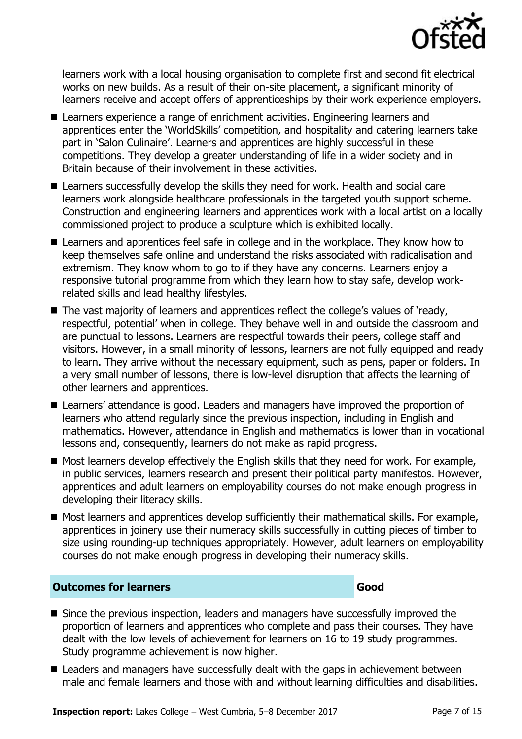learners work with a local housing organisation to complete first and second fit electrical works on new builds. As a result of their on-site placement, a significant minority of learners receive and accept offers of apprenticeships by their work experience employers.

- Learners experience a range of enrichment activities. Engineering learners and apprentices enter the 'WorldSkills' competition, and hospitality and catering learners take part in 'Salon Culinaire'. Learners and apprentices are highly successful in these competitions. They develop a greater understanding of life in a wider society and in Britain because of their involvement in these activities.
- Learners successfully develop the skills they need for work. Health and social care learners work alongside healthcare professionals in the targeted youth support scheme. Construction and engineering learners and apprentices work with a local artist on a locally commissioned project to produce a sculpture which is exhibited locally.
- Learners and apprentices feel safe in college and in the workplace. They know how to keep themselves safe online and understand the risks associated with radicalisation and extremism. They know whom to go to if they have any concerns. Learners enjoy a responsive tutorial programme from which they learn how to stay safe, develop work-related skills and lead healthy lifestyles.
- The vast majority of learners and apprentices reflect the college's values of 'ready, respectful, potential' when in college. They behave well in and outside the classroom and are punctual to lessons. Learners are respectful towards their peers, college staff and visitors. However, in a small minority of lessons, learners are not fully equipped and ready to learn. They arrive without the necessary equipment, such as pens, paper or folders. In a very small number of lessons, there is low-level disruption that affects the learning of other learners and apprentices.
- Learners' attendance is good. Leaders and managers have improved the proportion of learners who attend regularly since the previous inspection, including in English and mathematics. However, attendance in English and mathematics is lower than in vocational lessons and, consequently, learners do not make as rapid progress.
- Most learners develop effectively the English skills that they need for work. For example, in public services, learners research and present their political party manifestos. However, apprentices and adult learners on employability courses do not make enough progress in developing their literacy skills.
- Most learners and apprentices develop sufficiently their mathematical skills. For example, apprentices in joinery use their numeracy skills successfully in cutting pieces of timber to size using rounding-up techniques appropriately. However, adult learners on employability courses do not make enough progress in developing their numeracy skills.

## Outcomes for learners — Good

- Since the previous inspection, leaders and managers have successfully improved the proportion of learners and apprentices who complete and pass their courses. They have dealt with the low levels of achievement for learners on 16 to 19 study programmes. Study programme achievement is now higher.
- Leaders and managers have successfully dealt with the gaps in achievement between male and female learners and those with and without learning difficulties and disabilities.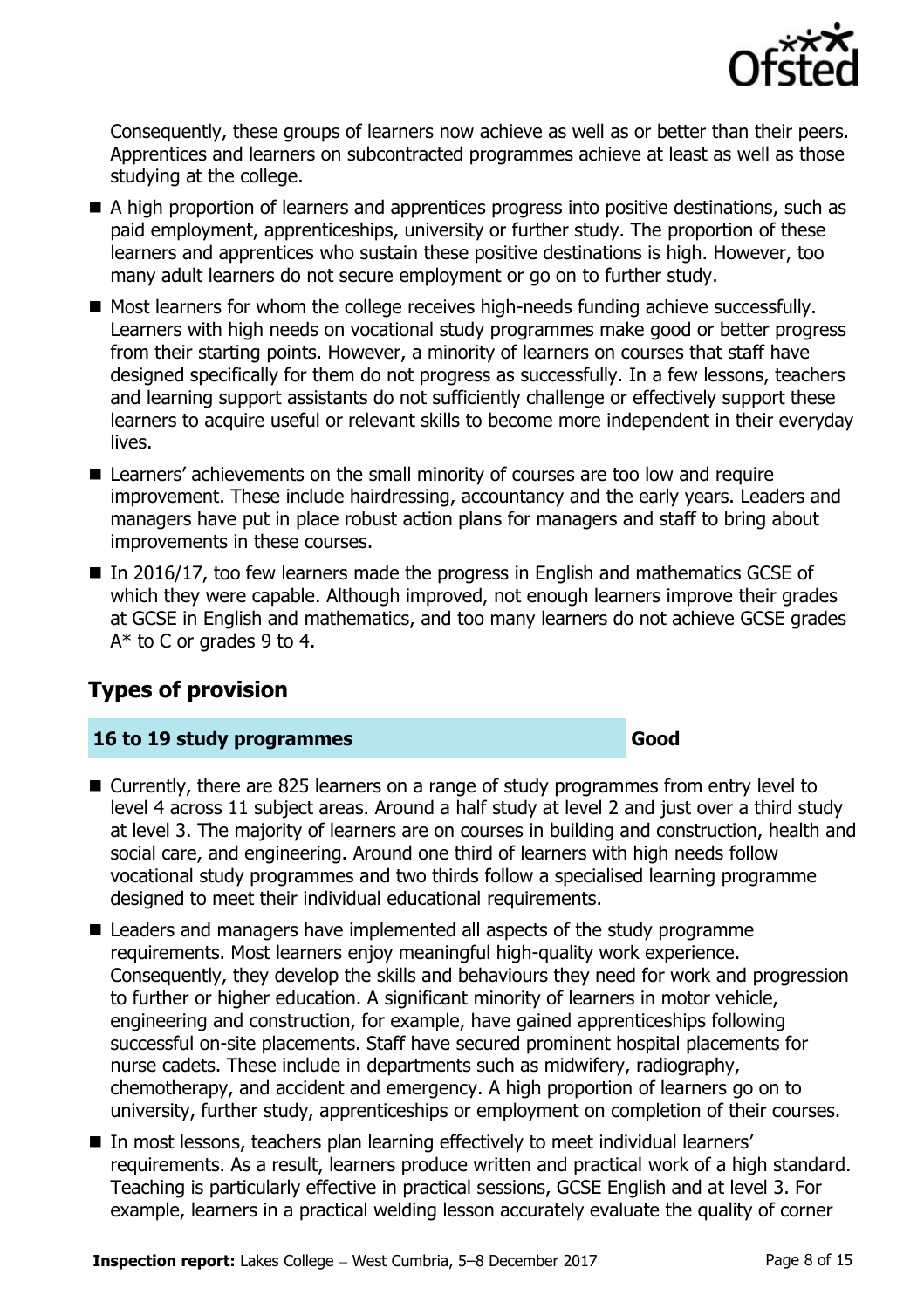Consequently, these groups of learners now achieve as well as or better than their peers. Apprentices and learners on subcontracted programmes achieve at least as well as those studying at the college.

- A high proportion of learners and apprentices progress into positive destinations, such as paid employment, apprenticeships, university or further study. The proportion of these learners and apprentices who sustain these positive destinations is high. However, too many adult learners do not secure employment or go on to further study.
- Most learners for whom the college receives high-needs funding achieve successfully. Learners with high needs on vocational study programmes make good or better progress from their starting points. However, a minority of learners on courses that staff have designed specifically for them do not progress as successfully. In a few lessons, teachers and learning support assistants do not sufficiently challenge or effectively support these learners to acquire useful or relevant skills to become more independent in their everyday lives.
- Learners' achievements on the small minority of courses are too low and require improvement. These include hairdressing, accountancy and the early years. Leaders and managers have put in place robust action plans for managers and staff to bring about improvements in these courses.
- In 2016/17, too few learners made the progress in English and mathematics GCSE of which they were capable. Although improved, not enough learners improve their grades at GCSE in English and mathematics, and too many learners do not achieve GCSE grades A* to C or grades 9 to 4.

## Types of provision

| 16 to 19 study programmes | Good |
| --- | --- |

- Currently, there are 825 learners on a range of study programmes from entry level to level 4 across 11 subject areas. Around a half study at level 2 and just over a third study at level 3. The majority of learners are on courses in building and construction, health and social care, and engineering. Around one third of learners with high needs follow vocational study programmes and two thirds follow a specialised learning programme designed to meet their individual educational requirements.
- Leaders and managers have implemented all aspects of the study programme requirements. Most learners enjoy meaningful high-quality work experience. Consequently, they develop the skills and behaviours they need for work and progression to further or higher education. A significant minority of learners in motor vehicle, engineering and construction, for example, have gained apprenticeships following successful on-site placements. Staff have secured prominent hospital placements for nurse cadets. These include in departments such as midwifery, radiography, chemotherapy, and accident and emergency. A high proportion of learners go on to university, further study, apprenticeships or employment on completion of their courses.
- In most lessons, teachers plan learning effectively to meet individual learners' requirements. As a result, learners produce written and practical work of a high standard. Teaching is particularly effective in practical sessions, GCSE English and at level 3. For example, learners in a practical welding lesson accurately evaluate the quality of corner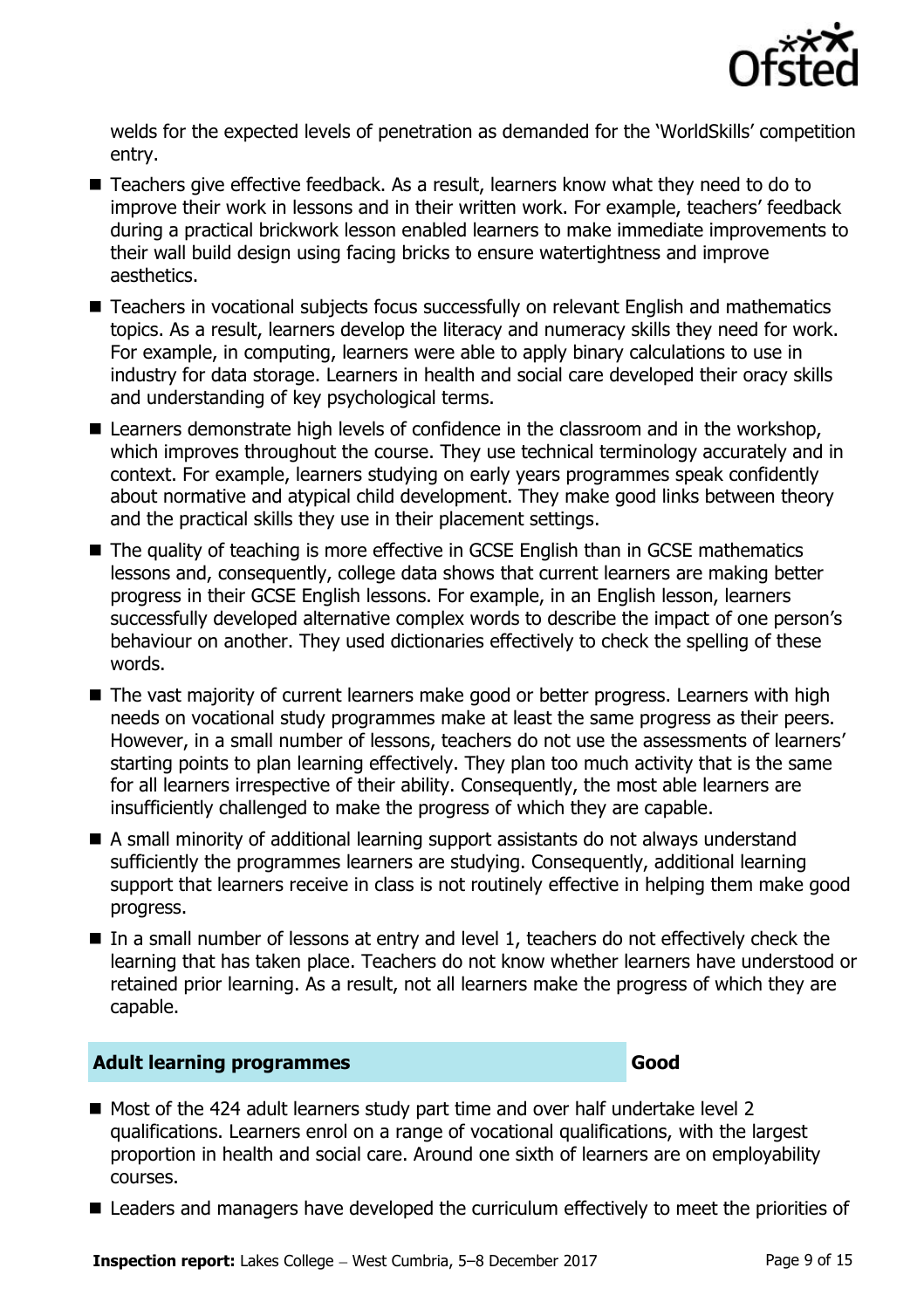welds for the expected levels of penetration as demanded for the 'WorldSkills' competition entry.

- Teachers give effective feedback. As a result, learners know what they need to do to improve their work in lessons and in their written work. For example, teachers' feedback during a practical brickwork lesson enabled learners to make immediate improvements to their wall build design using facing bricks to ensure watertightness and improve aesthetics.
- Teachers in vocational subjects focus successfully on relevant English and mathematics topics. As a result, learners develop the literacy and numeracy skills they need for work. For example, in computing, learners were able to apply binary calculations to use in industry for data storage. Learners in health and social care developed their oracy skills and understanding of key psychological terms.
- Learners demonstrate high levels of confidence in the classroom and in the workshop, which improves throughout the course. They use technical terminology accurately and in context. For example, learners studying on early years programmes speak confidently about normative and atypical child development. They make good links between theory and the practical skills they use in their placement settings.
- The quality of teaching is more effective in GCSE English than in GCSE mathematics lessons and, consequently, college data shows that current learners are making better progress in their GCSE English lessons. For example, in an English lesson, learners successfully developed alternative complex words to describe the impact of one person's behaviour on another. They used dictionaries effectively to check the spelling of these words.
- The vast majority of current learners make good or better progress. Learners with high needs on vocational study programmes make at least the same progress as their peers. However, in a small number of lessons, teachers do not use the assessments of learners' starting points to plan learning effectively. They plan too much activity that is the same for all learners irrespective of their ability. Consequently, the most able learners are insufficiently challenged to make the progress of which they are capable.
- A small minority of additional learning support assistants do not always understand sufficiently the programmes learners are studying. Consequently, additional learning support that learners receive in class is not routinely effective in helping them make good progress.
- In a small number of lessons at entry and level 1, teachers do not effectively check the learning that has taken place. Teachers do not know whether learners have understood or retained prior learning. As a result, not all learners make the progress of which they are capable.

## Adult learning programmes — Good

- Most of the 424 adult learners study part time and over half undertake level 2 qualifications. Learners enrol on a range of vocational qualifications, with the largest proportion in health and social care. Around one sixth of learners are on employability courses.
- Leaders and managers have developed the curriculum effectively to meet the priorities of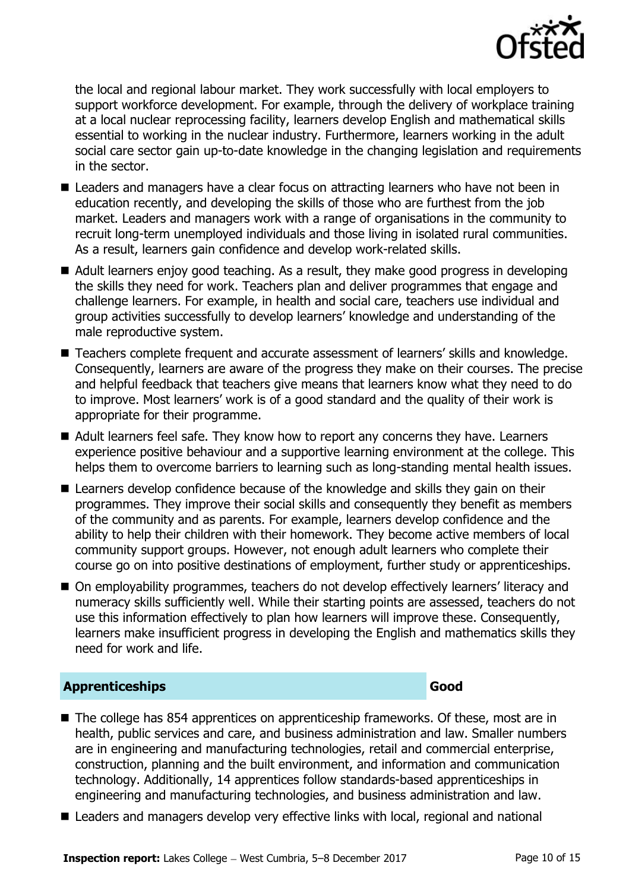the local and regional labour market. They work successfully with local employers to support workforce development. For example, through the delivery of workplace training at a local nuclear reprocessing facility, learners develop English and mathematical skills essential to working in the nuclear industry. Furthermore, learners working in the adult social care sector gain up-to-date knowledge in the changing legislation and requirements in the sector.

- Leaders and managers have a clear focus on attracting learners who have not been in education recently, and developing the skills of those who are furthest from the job market. Leaders and managers work with a range of organisations in the community to recruit long-term unemployed individuals and those living in isolated rural communities. As a result, learners gain confidence and develop work-related skills.
- Adult learners enjoy good teaching. As a result, they make good progress in developing the skills they need for work. Teachers plan and deliver programmes that engage and challenge learners. For example, in health and social care, teachers use individual and group activities successfully to develop learners' knowledge and understanding of the male reproductive system.
- Teachers complete frequent and accurate assessment of learners' skills and knowledge. Consequently, learners are aware of the progress they make on their courses. The precise and helpful feedback that teachers give means that learners know what they need to do to improve. Most learners' work is of a good standard and the quality of their work is appropriate for their programme.
- Adult learners feel safe. They know how to report any concerns they have. Learners experience positive behaviour and a supportive learning environment at the college. This helps them to overcome barriers to learning such as long-standing mental health issues.
- Learners develop confidence because of the knowledge and skills they gain on their programmes. They improve their social skills and consequently they benefit as members of the community and as parents. For example, learners develop confidence and the ability to help their children with their homework. They become active members of local community support groups. However, not enough adult learners who complete their course go on into positive destinations of employment, further study or apprenticeships.
- On employability programmes, teachers do not develop effectively learners' literacy and numeracy skills sufficiently well. While their starting points are assessed, teachers do not use this information effectively to plan how learners will improve these. Consequently, learners make insufficient progress in developing the English and mathematics skills they need for work and life.

## Apprenticeships — Good

- The college has 854 apprentices on apprenticeship frameworks. Of these, most are in health, public services and care, and business administration and law. Smaller numbers are in engineering and manufacturing technologies, retail and commercial enterprise, construction, planning and the built environment, and information and communication technology. Additionally, 14 apprentices follow standards-based apprenticeships in engineering and manufacturing technologies, and business administration and law.
- Leaders and managers develop very effective links with local, regional and national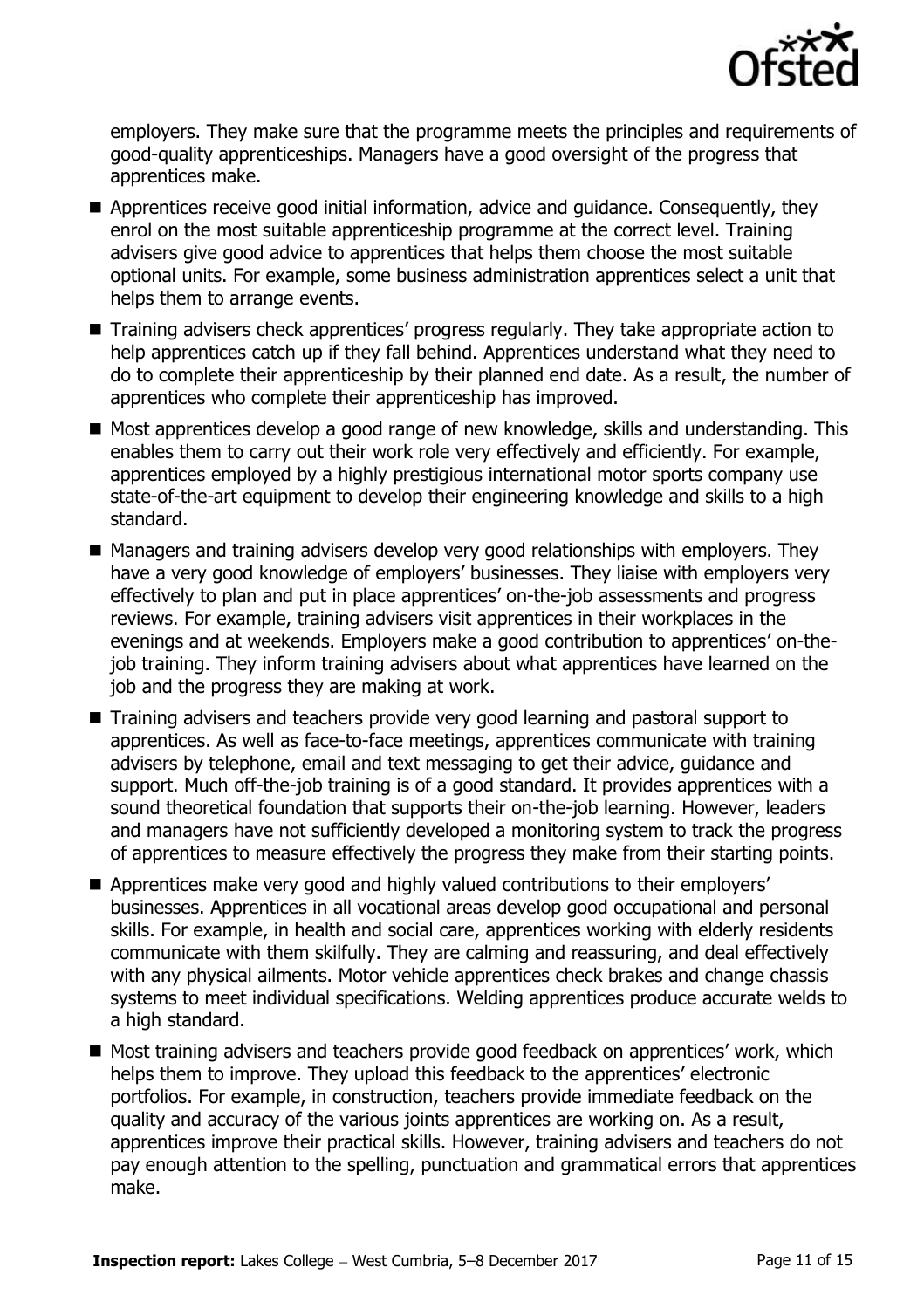employers. They make sure that the programme meets the principles and requirements of good-quality apprenticeships. Managers have a good oversight of the progress that apprentices make.

- Apprentices receive good initial information, advice and guidance. Consequently, they enrol on the most suitable apprenticeship programme at the correct level. Training advisers give good advice to apprentices that helps them choose the most suitable optional units. For example, some business administration apprentices select a unit that helps them to arrange events.
- Training advisers check apprentices' progress regularly. They take appropriate action to help apprentices catch up if they fall behind. Apprentices understand what they need to do to complete their apprenticeship by their planned end date. As a result, the number of apprentices who complete their apprenticeship has improved.
- Most apprentices develop a good range of new knowledge, skills and understanding. This enables them to carry out their work role very effectively and efficiently. For example, apprentices employed by a highly prestigious international motor sports company use state-of-the-art equipment to develop their engineering knowledge and skills to a high standard.
- Managers and training advisers develop very good relationships with employers. They have a very good knowledge of employers' businesses. They liaise with employers very effectively to plan and put in place apprentices' on-the-job assessments and progress reviews. For example, training advisers visit apprentices in their workplaces in the evenings and at weekends. Employers make a good contribution to apprentices' on-the-job training. They inform training advisers about what apprentices have learned on the job and the progress they are making at work.
- Training advisers and teachers provide very good learning and pastoral support to apprentices. As well as face-to-face meetings, apprentices communicate with training advisers by telephone, email and text messaging to get their advice, guidance and support. Much off-the-job training is of a good standard. It provides apprentices with a sound theoretical foundation that supports their on-the-job learning. However, leaders and managers have not sufficiently developed a monitoring system to track the progress of apprentices to measure effectively the progress they make from their starting points.
- Apprentices make very good and highly valued contributions to their employers' businesses. Apprentices in all vocational areas develop good occupational and personal skills. For example, in health and social care, apprentices working with elderly residents communicate with them skilfully. They are calming and reassuring, and deal effectively with any physical ailments. Motor vehicle apprentices check brakes and change chassis systems to meet individual specifications. Welding apprentices produce accurate welds to a high standard.
- Most training advisers and teachers provide good feedback on apprentices' work, which helps them to improve. They upload this feedback to the apprentices' electronic portfolios. For example, in construction, teachers provide immediate feedback on the quality and accuracy of the various joints apprentices are working on. As a result, apprentices improve their practical skills. However, training advisers and teachers do not pay enough attention to the spelling, punctuation and grammatical errors that apprentices make.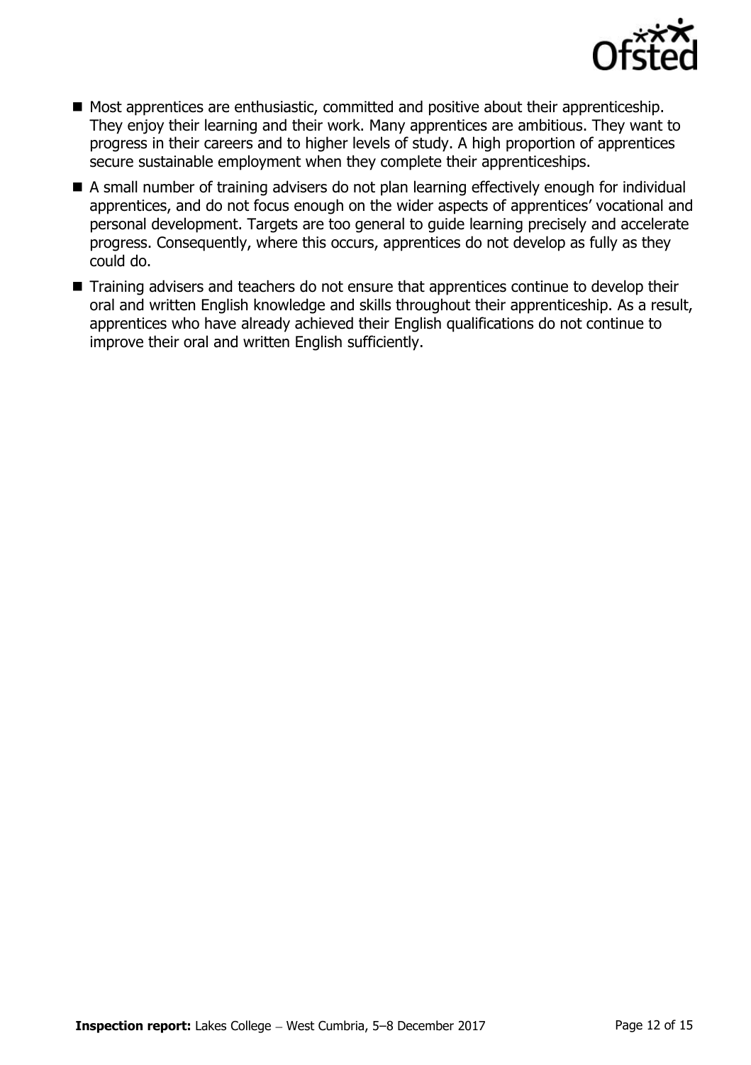- Most apprentices are enthusiastic, committed and positive about their apprenticeship. They enjoy their learning and their work. Many apprentices are ambitious. They want to progress in their careers and to higher levels of study. A high proportion of apprentices secure sustainable employment when they complete their apprenticeships.
- A small number of training advisers do not plan learning effectively enough for individual apprentices, and do not focus enough on the wider aspects of apprentices' vocational and personal development. Targets are too general to guide learning precisely and accelerate progress. Consequently, where this occurs, apprentices do not develop as fully as they could do.
- Training advisers and teachers do not ensure that apprentices continue to develop their oral and written English knowledge and skills throughout their apprenticeship. As a result, apprentices who have already achieved their English qualifications do not continue to improve their oral and written English sufficiently.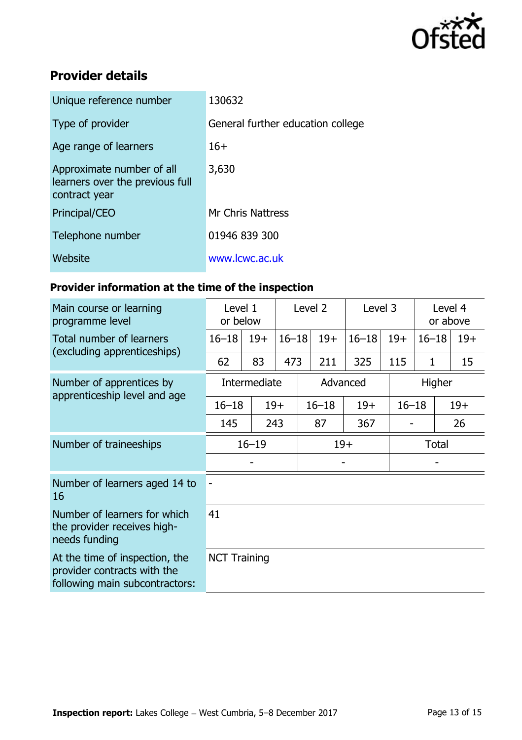## Provider details

| | |
|---|---|
| Unique reference number | 130632 |
| Type of provider | General further education college |
| Age range of learners | 16+ |
| Approximate number of all learners over the previous full contract year | 3,630 |
| Principal/CEO | Mr Chris Nattress |
| Telephone number | 01946 839 300 |
| Website | www.lcwc.ac.uk |

### Provider information at the time of the inspection

| Main course or learning programme level | Level 1 or below | | Level 2 | | Level 3 | | Level 4 or above | |
|---|---|---|---|---|---|---|---|---|
| Total number of learners (excluding apprenticeships) | 16–18 | 19+ | 16–18 | 19+ | 16–18 | 19+ | 16–18 | 19+ |
| | 62 | 83 | 473 | 211 | 325 | 115 | 1 | 15 |

| Number of apprentices by apprenticeship level and age | Intermediate | | Advanced | | Higher | |
|---|---|---|---|---|---|---|
| | 16–18 | 19+ | 16–18 | 19+ | 16–18 | 19+ |
| | 145 | 243 | 87 | 367 | - | 26 |

| Number of traineeships | 16–19 | 19+ | Total |
|---|---|---|---|
| | - | - | - |

| | |
|---|---|
| Number of learners aged 14 to 16 | - |
| Number of learners for which the provider receives high-needs funding | 41 |
| At the time of inspection, the provider contracts with the following main subcontractors: | NCT Training |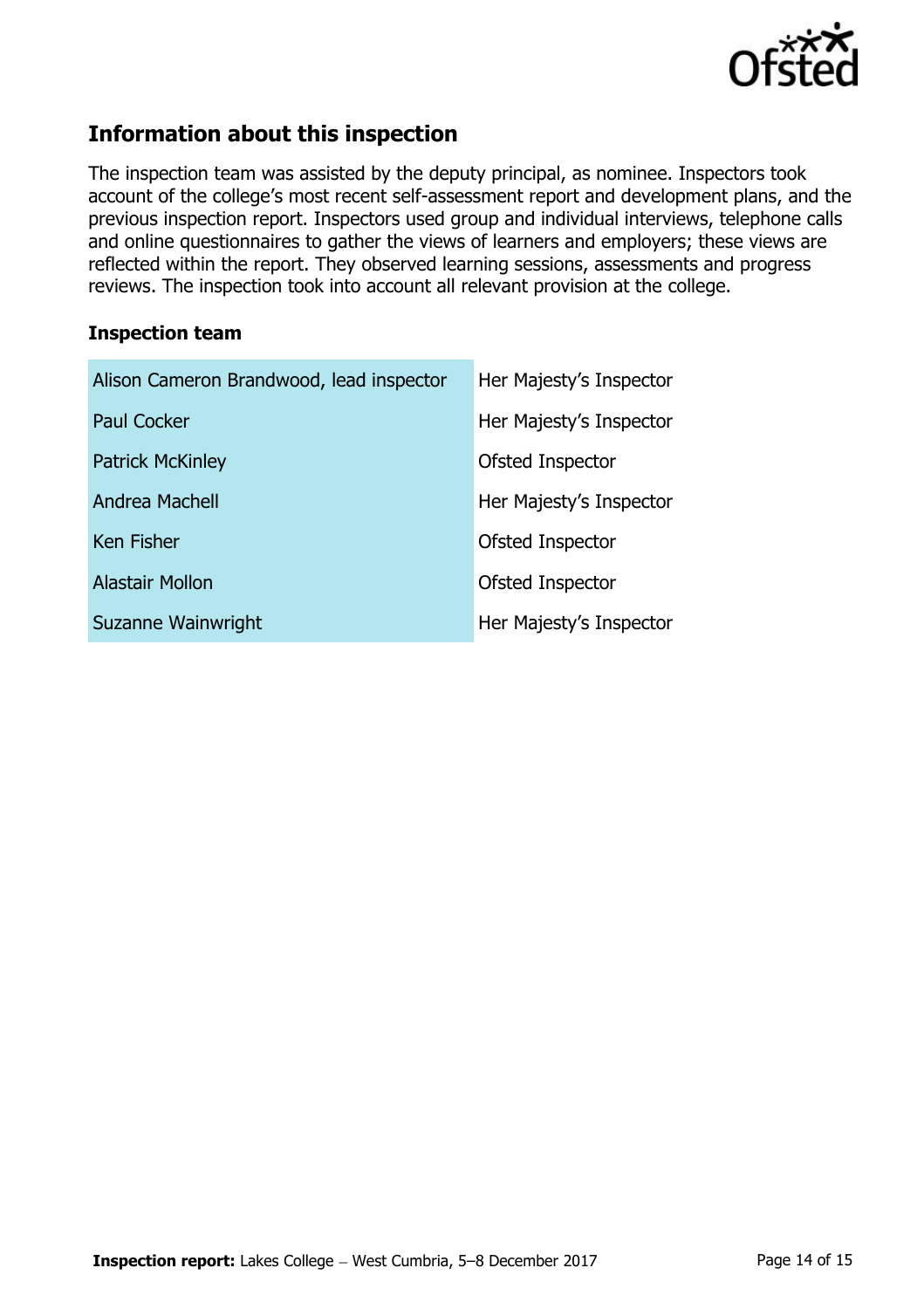## Information about this inspection

The inspection team was assisted by the deputy principal, as nominee. Inspectors took account of the college's most recent self-assessment report and development plans, and the previous inspection report. Inspectors used group and individual interviews, telephone calls and online questionnaires to gather the views of learners and employers; these views are reflected within the report. They observed learning sessions, assessments and progress reviews. The inspection took into account all relevant provision at the college.

### Inspection team

| | |
|---|---|
| Alison Cameron Brandwood, lead inspector | Her Majesty's Inspector |
| Paul Cocker | Her Majesty's Inspector |
| Patrick McKinley | Ofsted Inspector |
| Andrea Machell | Her Majesty's Inspector |
| Ken Fisher | Ofsted Inspector |
| Alastair Mollon | Ofsted Inspector |
| Suzanne Wainwright | Her Majesty's Inspector |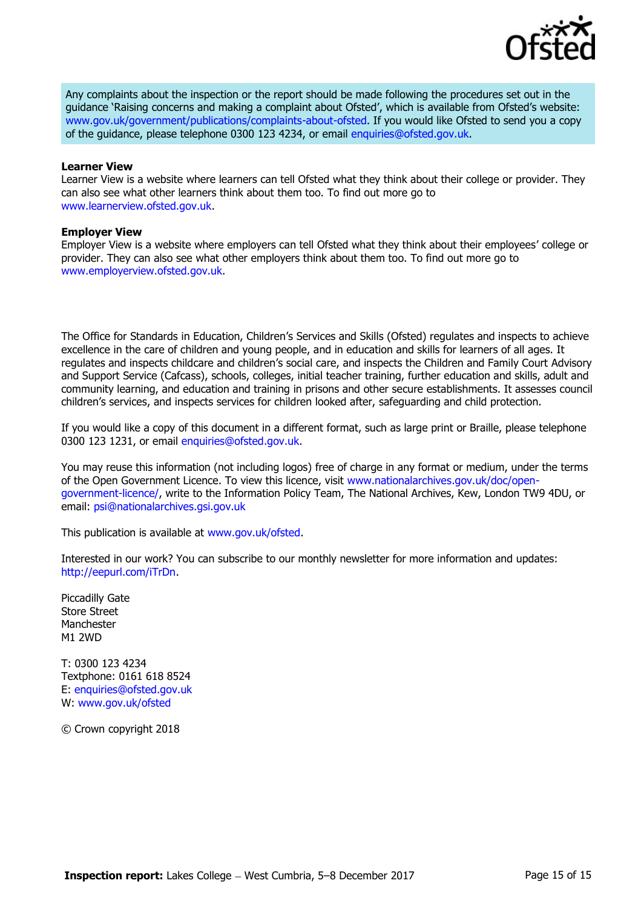Any complaints about the inspection or the report should be made following the procedures set out in the guidance 'Raising concerns and making a complaint about Ofsted', which is available from Ofsted's website: www.gov.uk/government/publications/complaints-about-ofsted. If you would like Ofsted to send you a copy of the guidance, please telephone 0300 123 4234, or email enquiries@ofsted.gov.uk.

**Learner View**

Learner View is a website where learners can tell Ofsted what they think about their college or provider. They can also see what other learners think about them too. To find out more go to www.learnerview.ofsted.gov.uk.

**Employer View**

Employer View is a website where employers can tell Ofsted what they think about their employees' college or provider. They can also see what other employers think about them too. To find out more go to www.employerview.ofsted.gov.uk.

The Office for Standards in Education, Children's Services and Skills (Ofsted) regulates and inspects to achieve excellence in the care of children and young people, and in education and skills for learners of all ages. It regulates and inspects childcare and children's social care, and inspects the Children and Family Court Advisory and Support Service (Cafcass), schools, colleges, initial teacher training, further education and skills, adult and community learning, and education and training in prisons and other secure establishments. It assesses council children's services, and inspects services for children looked after, safeguarding and child protection.

If you would like a copy of this document in a different format, such as large print or Braille, please telephone 0300 123 1231, or email enquiries@ofsted.gov.uk.

You may reuse this information (not including logos) free of charge in any format or medium, under the terms of the Open Government Licence. To view this licence, visit www.nationalarchives.gov.uk/doc/open-government-licence/, write to the Information Policy Team, The National Archives, Kew, London TW9 4DU, or email: psi@nationalarchives.gsi.gov.uk

This publication is available at www.gov.uk/ofsted.

Interested in our work? You can subscribe to our monthly newsletter for more information and updates: http://eepurl.com/iTrDn.

Piccadilly Gate
Store Street
Manchester
M1 2WD

T: 0300 123 4234
Textphone: 0161 618 8524
E: enquiries@ofsted.gov.uk
W: www.gov.uk/ofsted

© Crown copyright 2018